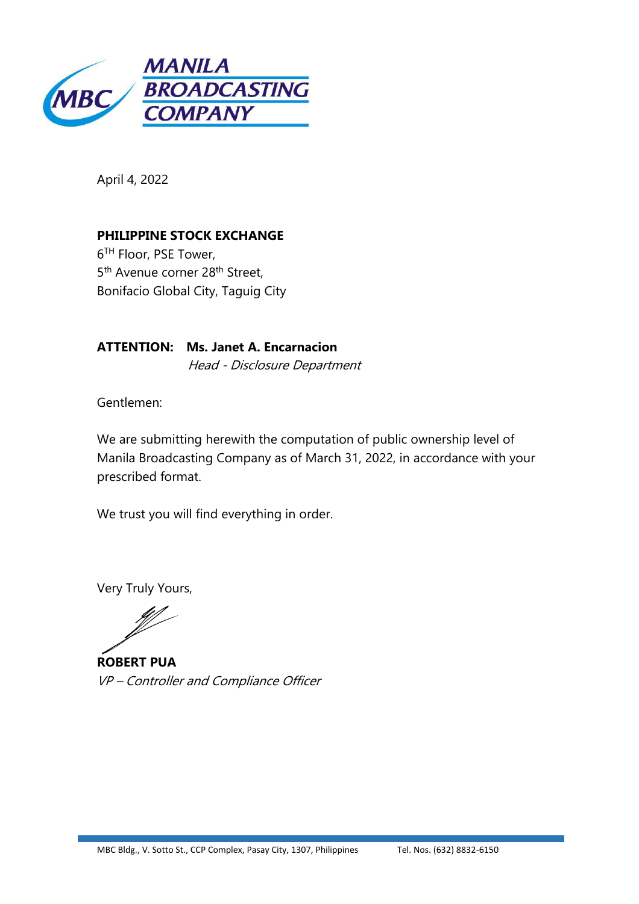**MANILA BROADCASTING COMPANY**

April 4, 2022

**PHILIPPINE STOCK EXCHANGE**
6TH Floor, PSE Tower,
5th Avenue corner 28th Street,
Bonifacio Global City, Taguig City

**ATTENTION: Ms. Janet A. Encarnacion**
*Head - Disclosure Department*

Gentlemen:

We are submitting herewith the computation of public ownership level of Manila Broadcasting Company as of March 31, 2022, in accordance with your prescribed format.

We trust you will find everything in order.

Very Truly Yours,

**ROBERT PUA**
*VP – Controller and Compliance Officer*

MBC Bldg., V. Sotto St., CCP Complex, Pasay City, 1307, Philippines Tel. Nos. (632) 8832-6150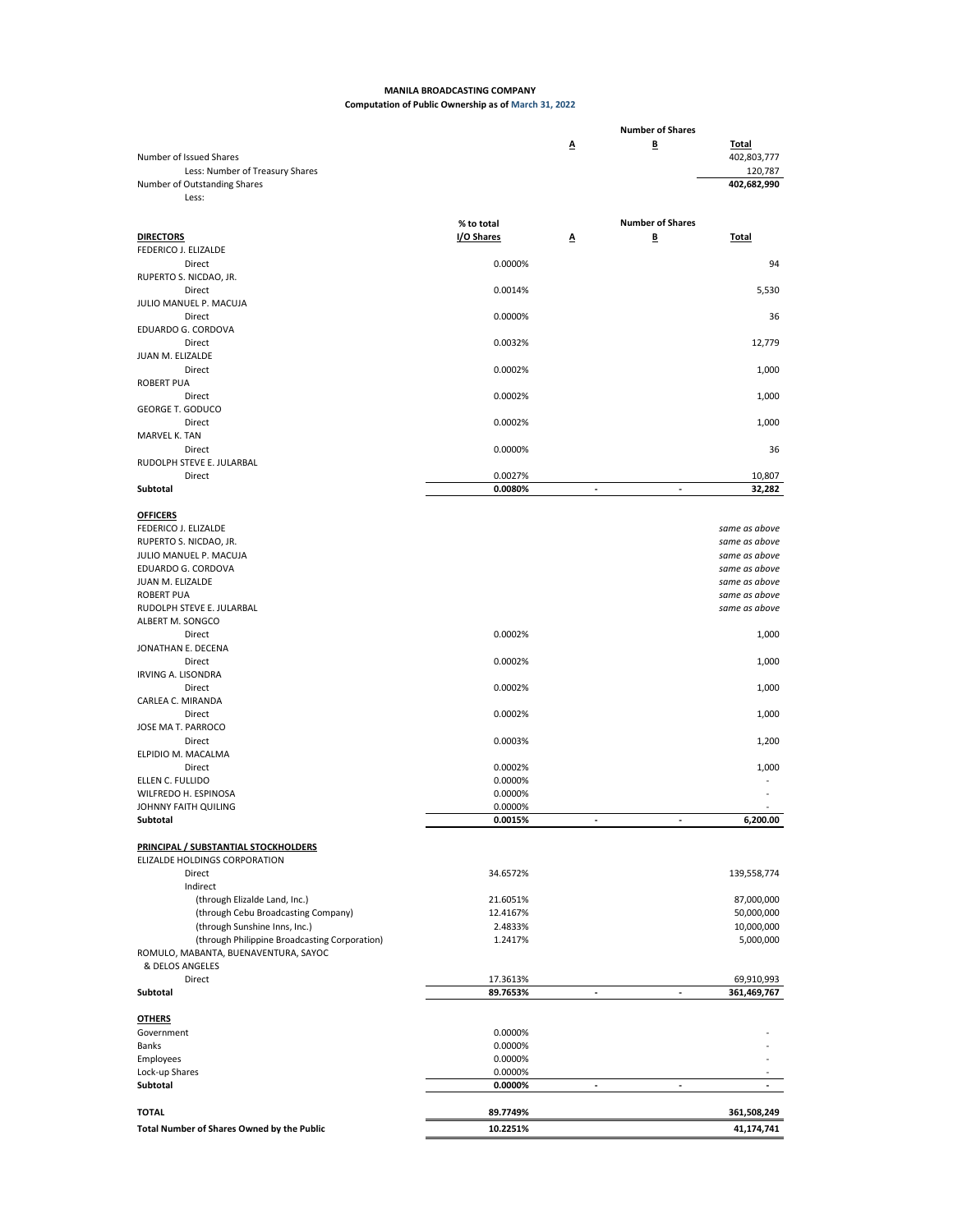**MANILA BROADCASTING COMPANY**

**Computation of Public Ownership as of March 31, 2022**

| | | Number of Shares | | |
|---|---|---|---|---|
| | | A | B | Total |
| Number of Issued Shares | | | | 402,803,777 |
| Less: Number of Treasury Shares | | | | 120,787 |
| Number of Outstanding Shares | | | | **402,682,990** |
| Less: | | | | |

| | % to total I/O Shares | Number of Shares A | B | Total |
|---|---|---|---|---|
| **DIRECTORS** | | | | |
| FEDERICO J. ELIZALDE | | | | |
| Direct | 0.0000% | | | 94 |
| RUPERTO S. NICDAO, JR. | | | | |
| Direct | 0.0014% | | | 5,530 |
| JULIO MANUEL P. MACUJA | | | | |
| Direct | 0.0000% | | | 36 |
| EDUARDO G. CORDOVA | | | | |
| Direct | 0.0032% | | | 12,779 |
| JUAN M. ELIZALDE | | | | |
| Direct | 0.0002% | | | 1,000 |
| ROBERT PUA | | | | |
| Direct | 0.0002% | | | 1,000 |
| GEORGE T. GODUCO | | | | |
| Direct | 0.0002% | | | 1,000 |
| MARVEL K. TAN | | | | |
| Direct | 0.0000% | | | 36 |
| RUDOLPH STEVE E. JULARBAL | | | | |
| Direct | 0.0027% | | | 10,807 |
| **Subtotal** | **0.0080%** | - | - | **32,282** |
| **OFFICERS** | | | | |
| FEDERICO J. ELIZALDE | | | | *same as above* |
| RUPERTO S. NICDAO, JR. | | | | *same as above* |
| JULIO MANUEL P. MACUJA | | | | *same as above* |
| EDUARDO G. CORDOVA | | | | *same as above* |
| JUAN M. ELIZALDE | | | | *same as above* |
| ROBERT PUA | | | | *same as above* |
| RUDOLPH STEVE E. JULARBAL | | | | *same as above* |
| ALBERT M. SONGCO | | | | |
| Direct | 0.0002% | | | 1,000 |
| JONATHAN E. DECENA | | | | |
| Direct | 0.0002% | | | 1,000 |
| IRVING A. LISONDRA | | | | |
| Direct | 0.0002% | | | 1,000 |
| CARLEA C. MIRANDA | | | | |
| Direct | 0.0002% | | | 1,000 |
| JOSE MA T. PARROCO | | | | |
| Direct | 0.0003% | | | 1,200 |
| ELPIDIO M. MACALMA | | | | |
| Direct | 0.0002% | | | 1,000 |
| ELLEN C. FULLIDO | 0.0000% | | | - |
| WILFREDO H. ESPINOSA | 0.0000% | | | - |
| JOHNNY FAITH QUILING | 0.0000% | | | - |
| **Subtotal** | **0.0015%** | - | - | **6,200.00** |
| **PRINCIPAL / SUBSTANTIAL STOCKHOLDERS** | | | | |
| ELIZALDE HOLDINGS CORPORATION | | | | |
| Direct | 34.6572% | | | 139,558,774 |
| Indirect | | | | |
| (through Elizalde Land, Inc.) | 21.6051% | | | 87,000,000 |
| (through Cebu Broadcasting Company) | 12.4167% | | | 50,000,000 |
| (through Sunshine Inns, Inc.) | 2.4833% | | | 10,000,000 |
| (through Philippine Broadcasting Corporation) | 1.2417% | | | 5,000,000 |
| ROMULO, MABANTA, BUENAVENTURA, SAYOC & DELOS ANGELES | | | | |
| Direct | 17.3613% | | | 69,910,993 |
| **Subtotal** | **89.7653%** | - | - | **361,469,767** |
| **OTHERS** | | | | |
| Government | 0.0000% | | | - |
| Banks | 0.0000% | | | - |
| Employees | 0.0000% | | | - |
| Lock-up Shares | 0.0000% | | | - |
| **Subtotal** | **0.0000%** | - | - | **-** |
| **TOTAL** | **89.7749%** | | | **361,508,249** |
| **Total Number of Shares Owned by the Public** | **10.2251%** | | | **41,174,741** |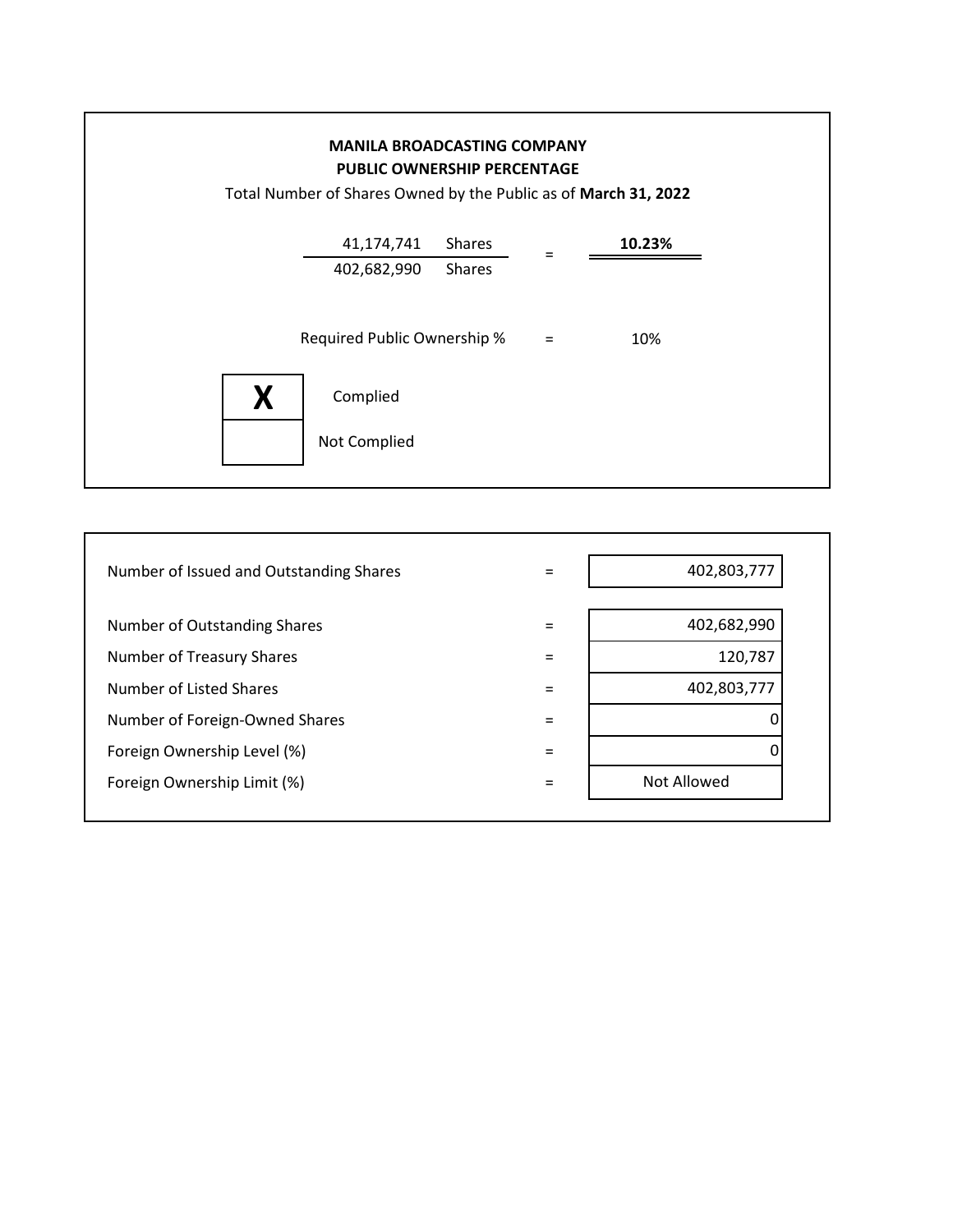**MANILA BROADCASTING COMPANY**

**PUBLIC OWNERSHIP PERCENTAGE**

Total Number of Shares Owned by the Public as of **March 31, 2022**

$$\frac{41{,}174{,}741 \text{ Shares}}{402{,}682{,}990 \text{ Shares}} = \mathbf{10.23\%}$$

Required Public Ownership % = 10%

| | |
|---|---|
| X | Complied |
| | Not Complied |

| | | |
|---|---|---|
| Number of Issued and Outstanding Shares | = | 402,803,777 |
| Number of Outstanding Shares | = | 402,682,990 |
| Number of Treasury Shares | = | 120,787 |
| Number of Listed Shares | = | 402,803,777 |
| Number of Foreign-Owned Shares | = | 0 |
| Foreign Ownership Level (%) | = | 0 |
| Foreign Ownership Limit (%) | = | Not Allowed |